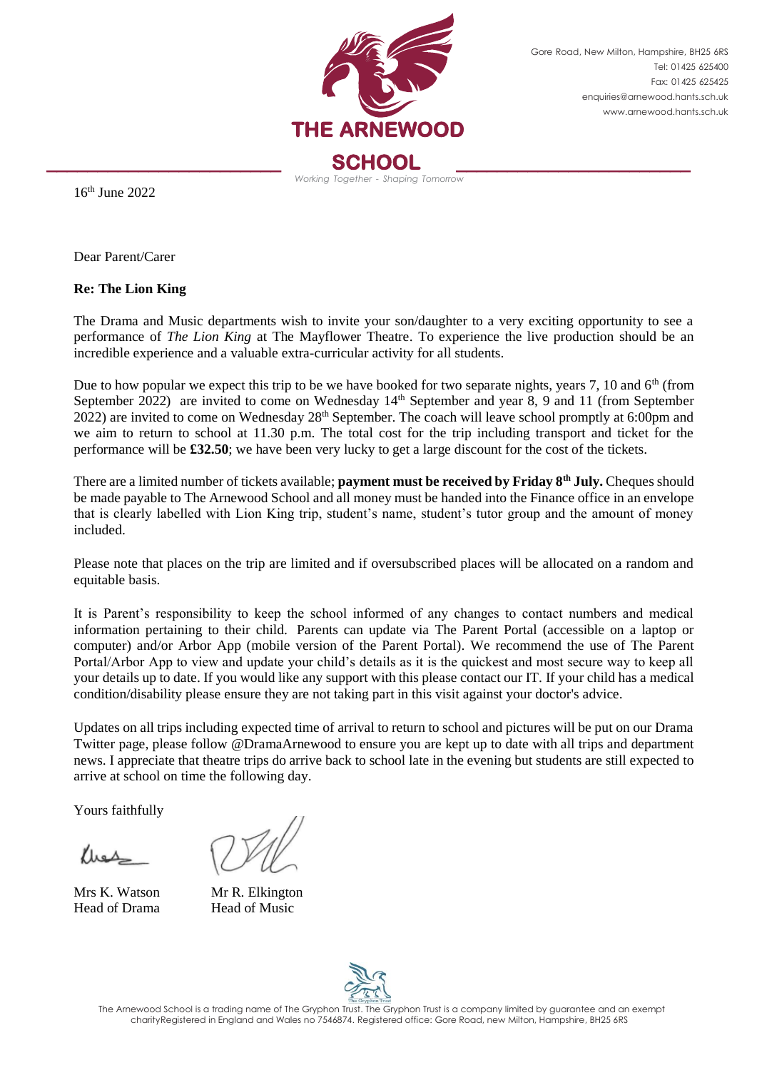Gore Road, New Milton, Hampshire, BH25 6RS
Tel: 01425 625400
Fax: 01425 625425
enquiries@arnewood.hants.sch.uk
www.arnewood.hants.sch.uk

**THE ARNEWOOD SCHOOL**

*Working Together - Shaping Tomorrow*

16th June 2022

Dear Parent/Carer

**Re: The Lion King**

The Drama and Music departments wish to invite your son/daughter to a very exciting opportunity to see a performance of *The Lion King* at The Mayflower Theatre. To experience the live production should be an incredible experience and a valuable extra-curricular activity for all students.

Due to how popular we expect this trip to be we have booked for two separate nights, years 7, 10 and 6th (from September 2022) are invited to come on Wednesday 14th September and year 8, 9 and 11 (from September 2022) are invited to come on Wednesday 28th September. The coach will leave school promptly at 6:00pm and we aim to return to school at 11.30 p.m. The total cost for the trip including transport and ticket for the performance will be **£32.50**; we have been very lucky to get a large discount for the cost of the tickets.

There are a limited number of tickets available; **payment must be received by Friday 8th July.** Cheques should be made payable to The Arnewood School and all money must be handed into the Finance office in an envelope that is clearly labelled with Lion King trip, student's name, student's tutor group and the amount of money included.

Please note that places on the trip are limited and if oversubscribed places will be allocated on a random and equitable basis.

It is Parent's responsibility to keep the school informed of any changes to contact numbers and medical information pertaining to their child. Parents can update via The Parent Portal (accessible on a laptop or computer) and/or Arbor App (mobile version of the Parent Portal). We recommend the use of The Parent Portal/Arbor App to view and update your child's details as it is the quickest and most secure way to keep all your details up to date. If you would like any support with this please contact our IT. If your child has a medical condition/disability please ensure they are not taking part in this visit against your doctor's advice.

Updates on all trips including expected time of arrival to return to school and pictures will be put on our Drama Twitter page, please follow @DramaArnewood to ensure you are kept up to date with all trips and department news. I appreciate that theatre trips do arrive back to school late in the evening but students are still expected to arrive at school on time the following day.

Yours faithfully

Mrs K. Watson
Head of Drama

Mr R. Elkington
Head of Music

The Arnewood School is a trading name of The Gryphon Trust. The Gryphon Trust is a company limited by guarantee and an exempt charityRegistered in England and Wales no 7546874. Registered office: Gore Road, new Milton, Hampshire, BH25 6RS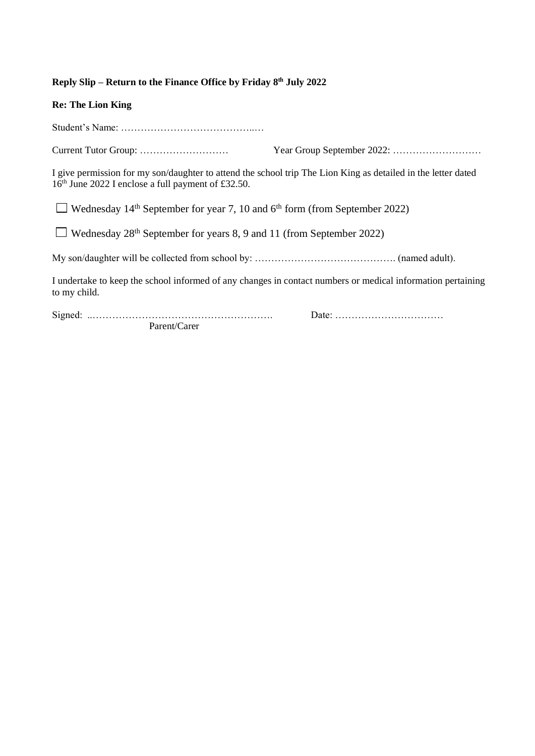**Reply Slip – Return to the Finance Office by Friday 8th July 2022**

**Re: The Lion King**

Student's Name: ………………………………..…

Current Tutor Group: ………………………  Year Group September 2022: ………………………

I give permission for my son/daughter to attend the school trip The Lion King as detailed in the letter dated 16th June 2022 I enclose a full payment of £32.50.

☐ Wednesday 14th September for year 7, 10 and 6th form (from September 2022)

☐ Wednesday 28th September for years 8, 9 and 11 (from September 2022)

My son/daughter will be collected from school by: ……………………………………. (named adult).

I undertake to keep the school informed of any changes in contact numbers or medical information pertaining to my child.

Signed: ..………………………………………………. Date: ……………………………
Parent/Carer